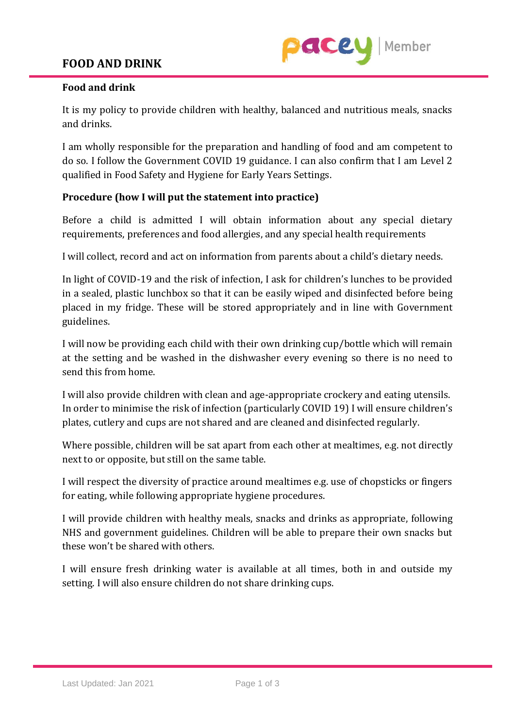# FOOD AND DRINK

## Food and drink

It is my policy to provide children with healthy, balanced and nutritious meals, snacks and drinks.

I am wholly responsible for the preparation and handling of food and am competent to do so. I follow the Government COVID 19 guidance. I can also confirm that I am Level 2 qualified in Food Safety and Hygiene for Early Years Settings.

## Procedure (how I will put the statement into practice)

Before a child is admitted I will obtain information about any special dietary requirements, preferences and food allergies, and any special health requirements

I will collect, record and act on information from parents about a child's dietary needs.

In light of COVID-19 and the risk of infection, I ask for children's lunches to be provided in a sealed, plastic lunchbox so that it can be easily wiped and disinfected before being placed in my fridge. These will be stored appropriately and in line with Government guidelines.

I will now be providing each child with their own drinking cup/bottle which will remain at the setting and be washed in the dishwasher every evening so there is no need to send this from home.

I will also provide children with clean and age-appropriate crockery and eating utensils. In order to minimise the risk of infection (particularly COVID 19) I will ensure children's plates, cutlery and cups are not shared and are cleaned and disinfected regularly.

Where possible, children will be sat apart from each other at mealtimes, e.g. not directly next to or opposite, but still on the same table.

I will respect the diversity of practice around mealtimes e.g. use of chopsticks or fingers for eating, while following appropriate hygiene procedures.

I will provide children with healthy meals, snacks and drinks as appropriate, following NHS and government guidelines. Children will be able to prepare their own snacks but these won't be shared with others.

I will ensure fresh drinking water is available at all times, both in and outside my setting. I will also ensure children do not share drinking cups.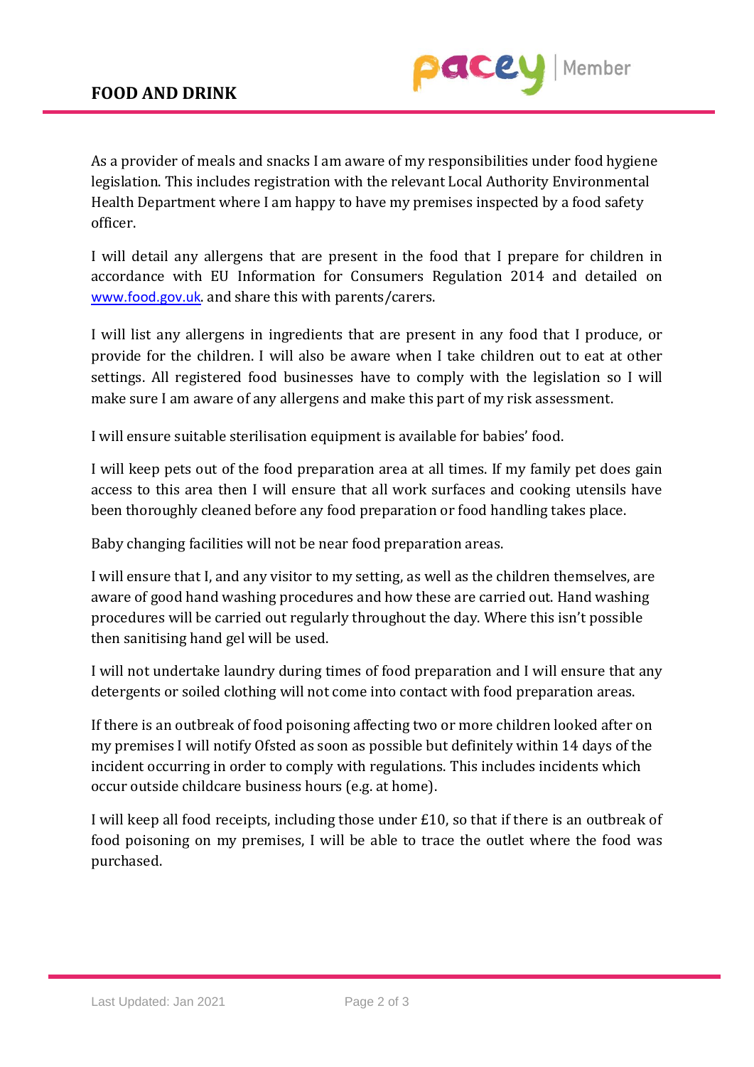## FOOD AND DRINK

As a provider of meals and snacks I am aware of my responsibilities under food hygiene legislation. This includes registration with the relevant Local Authority Environmental Health Department where I am happy to have my premises inspected by a food safety officer.

I will detail any allergens that are present in the food that I prepare for children in accordance with EU Information for Consumers Regulation 2014 and detailed on [www.food.gov.uk](http://www.food.gov.uk). and share this with parents/carers.

I will list any allergens in ingredients that are present in any food that I produce, or provide for the children. I will also be aware when I take children out to eat at other settings. All registered food businesses have to comply with the legislation so I will make sure I am aware of any allergens and make this part of my risk assessment.

I will ensure suitable sterilisation equipment is available for babies' food.

I will keep pets out of the food preparation area at all times. If my family pet does gain access to this area then I will ensure that all work surfaces and cooking utensils have been thoroughly cleaned before any food preparation or food handling takes place.

Baby changing facilities will not be near food preparation areas.

I will ensure that I, and any visitor to my setting, as well as the children themselves, are aware of good hand washing procedures and how these are carried out. Hand washing procedures will be carried out regularly throughout the day. Where this isn't possible then sanitising hand gel will be used.

I will not undertake laundry during times of food preparation and I will ensure that any detergents or soiled clothing will not come into contact with food preparation areas.

If there is an outbreak of food poisoning affecting two or more children looked after on my premises I will notify Ofsted as soon as possible but definitely within 14 days of the incident occurring in order to comply with regulations. This includes incidents which occur outside childcare business hours (e.g. at home).

I will keep all food receipts, including those under £10, so that if there is an outbreak of food poisoning on my premises, I will be able to trace the outlet where the food was purchased.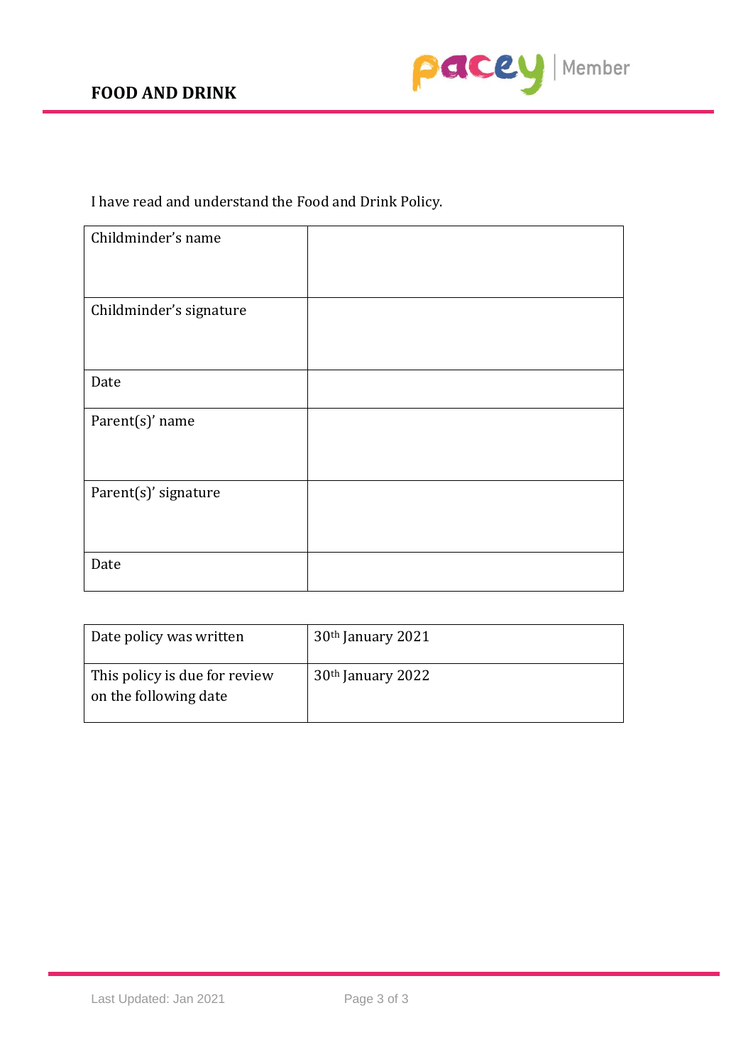I have read and understand the Food and Drink Policy.

| | |
|---|---|
| Childminder's name | |
| Childminder's signature | |
| Date | |
| Parent(s)' name | |
| Parent(s)' signature | |
| Date | |

| | |
|---|---|
| Date policy was written | 30th January 2021 |
| This policy is due for review on the following date | 30th January 2022 |

Last Updated: Jan 2021